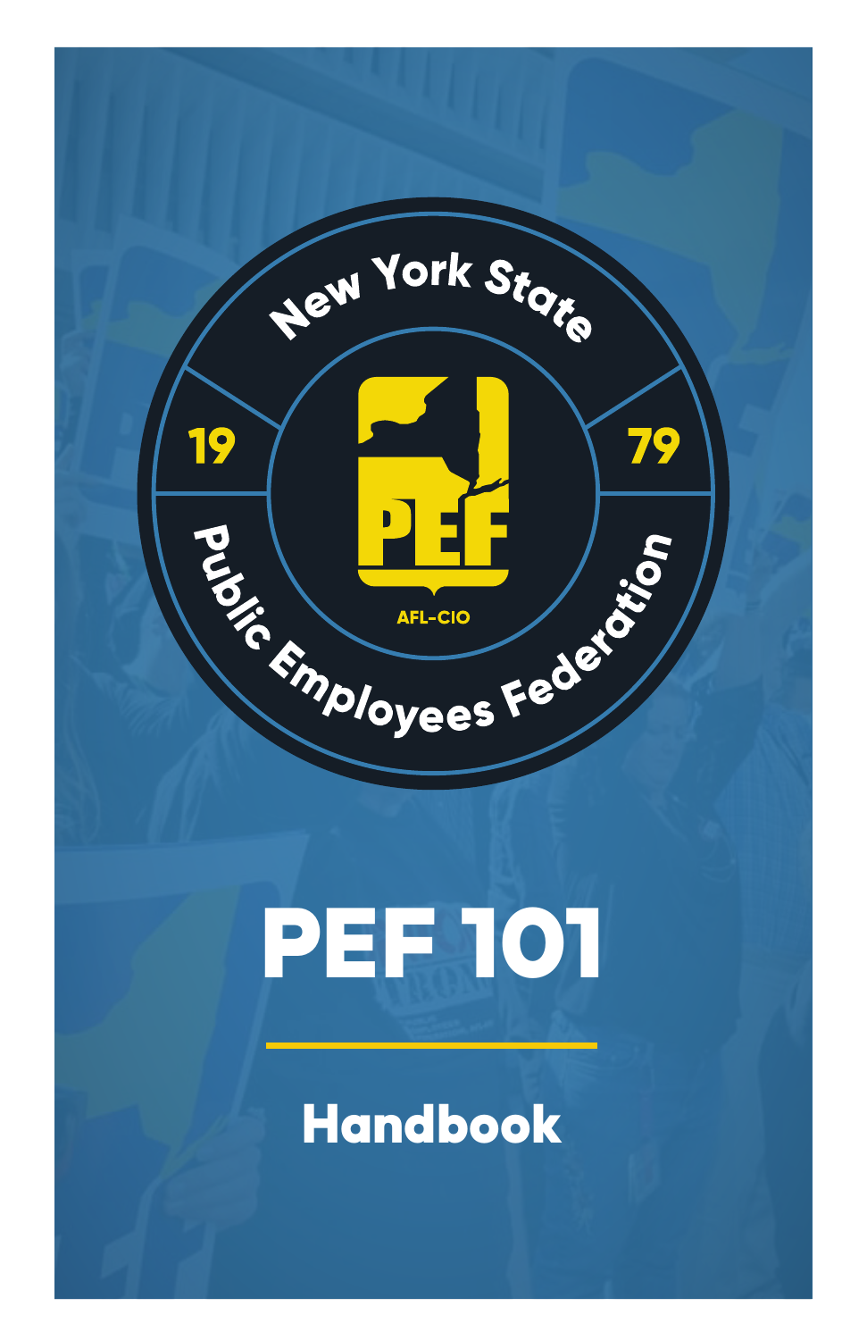New York State

19 79

PEF

AFL-CIO

Public Employees Federation

# PEF 101

## Handbook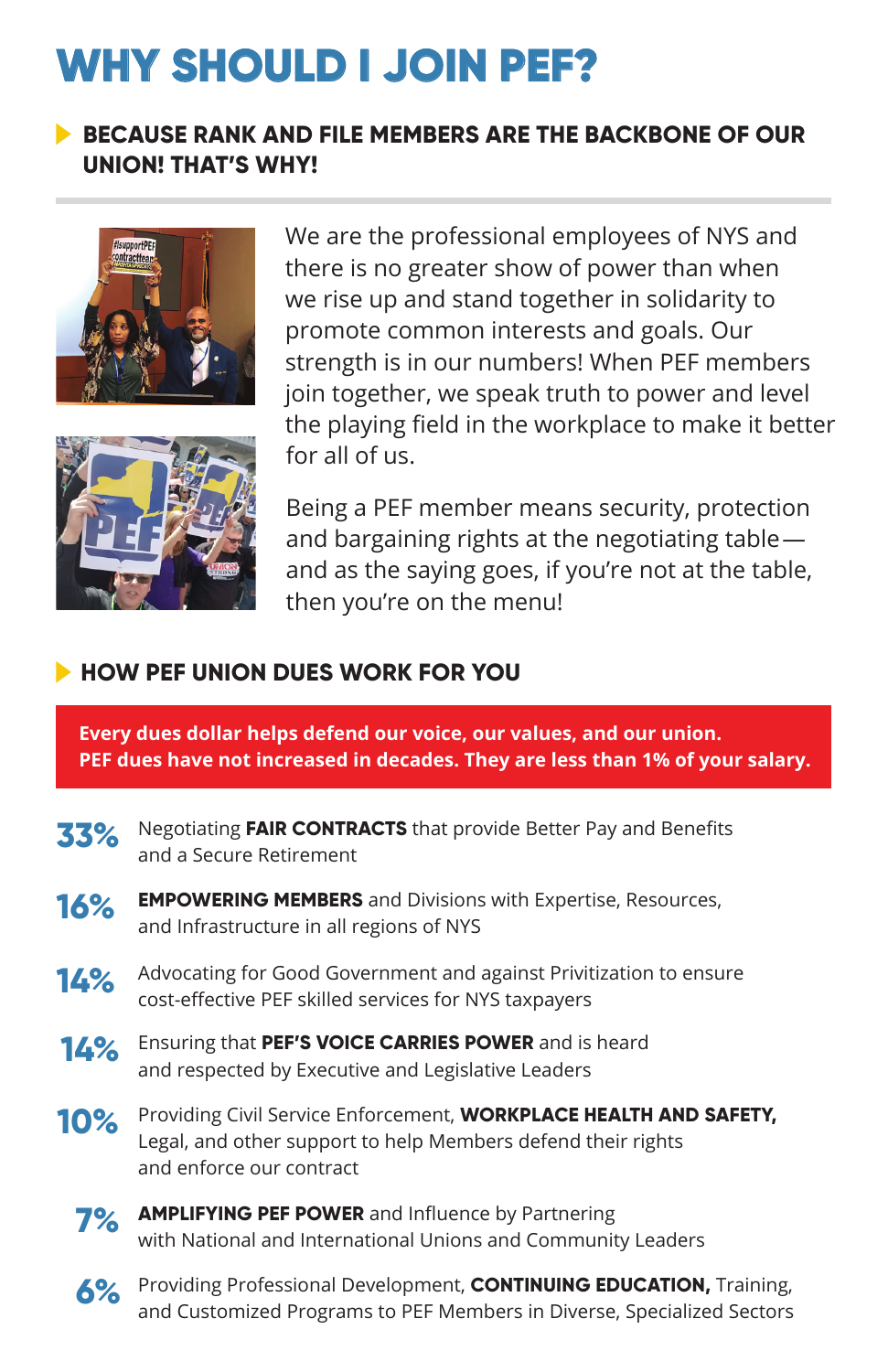# WHY SHOULD I JOIN PEF?

## BECAUSE RANK AND FILE MEMBERS ARE THE BACKBONE OF OUR UNION! THAT'S WHY!

We are the professional employees of NYS and there is no greater show of power than when we rise up and stand together in solidarity to promote common interests and goals. Our strength is in our numbers! When PEF members join together, we speak truth to power and level the playing field in the workplace to make it better for all of us.

Being a PEF member means security, protection and bargaining rights at the negotiating table— and as the saying goes, if you're not at the table, then you're on the menu!

## HOW PEF UNION DUES WORK FOR YOU

**Every dues dollar helps defend our voice, our values, and our union. PEF dues have not increased in decades. They are less than 1% of your salary.**

- **33%** Negotiating **FAIR CONTRACTS** that provide Better Pay and Benefits and a Secure Retirement
- **16%** **EMPOWERING MEMBERS** and Divisions with Expertise, Resources, and Infrastructure in all regions of NYS
- **14%** Advocating for Good Government and against Privitization to ensure cost-effective PEF skilled services for NYS taxpayers
- **14%** Ensuring that **PEF'S VOICE CARRIES POWER** and is heard and respected by Executive and Legislative Leaders
- **10%** Providing Civil Service Enforcement, **WORKPLACE HEALTH AND SAFETY,** Legal, and other support to help Members defend their rights and enforce our contract
- **7%** **AMPLIFYING PEF POWER** and Influence by Partnering with National and International Unions and Community Leaders
- **6%** Providing Professional Development, **CONTINUING EDUCATION,** Training, and Customized Programs to PEF Members in Diverse, Specialized Sectors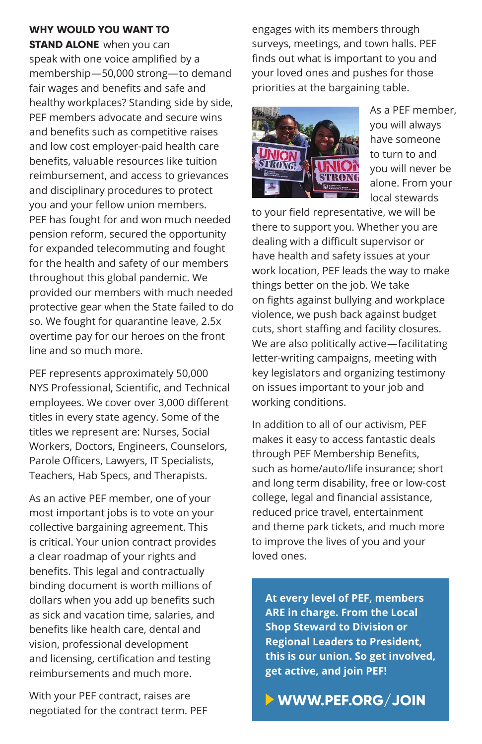**WHY WOULD YOU WANT TO STAND ALONE** when you can speak with one voice amplified by a membership—50,000 strong—to demand fair wages and benefits and safe and healthy workplaces? Standing side by side, PEF members advocate and secure wins and benefits such as competitive raises and low cost employer-paid health care benefits, valuable resources like tuition reimbursement, and access to grievances and disciplinary procedures to protect you and your fellow union members. PEF has fought for and won much needed pension reform, secured the opportunity for expanded telecommuting and fought for the health and safety of our members throughout this global pandemic. We provided our members with much needed protective gear when the State failed to do so. We fought for quarantine leave, 2.5x overtime pay for our heroes on the front line and so much more.

PEF represents approximately 50,000 NYS Professional, Scientific, and Technical employees. We cover over 3,000 different titles in every state agency. Some of the titles we represent are: Nurses, Social Workers, Doctors, Engineers, Counselors, Parole Officers, Lawyers, IT Specialists, Teachers, Hab Specs, and Therapists.

As an active PEF member, one of your most important jobs is to vote on your collective bargaining agreement. This is critical. Your union contract provides a clear roadmap of your rights and benefits. This legal and contractually binding document is worth millions of dollars when you add up benefits such as sick and vacation time, salaries, and benefits like health care, dental and vision, professional development and licensing, certification and testing reimbursements and much more.

With your PEF contract, raises are negotiated for the contract term. PEF engages with its members through surveys, meetings, and town halls. PEF finds out what is important to you and your loved ones and pushes for those priorities at the bargaining table.

As a PEF member, you will always have someone to turn to and you will never be alone. From your local stewards to your field representative, we will be there to support you. Whether you are dealing with a difficult supervisor or have health and safety issues at your work location, PEF leads the way to make things better on the job. We take on fights against bullying and workplace violence, we push back against budget cuts, short staffing and facility closures. We are also politically active—facilitating letter-writing campaigns, meeting with key legislators and organizing testimony on issues important to your job and working conditions.

In addition to all of our activism, PEF makes it easy to access fantastic deals through PEF Membership Benefits, such as home/auto/life insurance; short and long term disability, free or low-cost college, legal and financial assistance, reduced price travel, entertainment and theme park tickets, and much more to improve the lives of you and your loved ones.

**At every level of PEF, members ARE in charge. From the Local Shop Steward to Division or Regional Leaders to President, this is our union. So get involved, get active, and join PEF!**

**WWW.PEF.ORG/JOIN**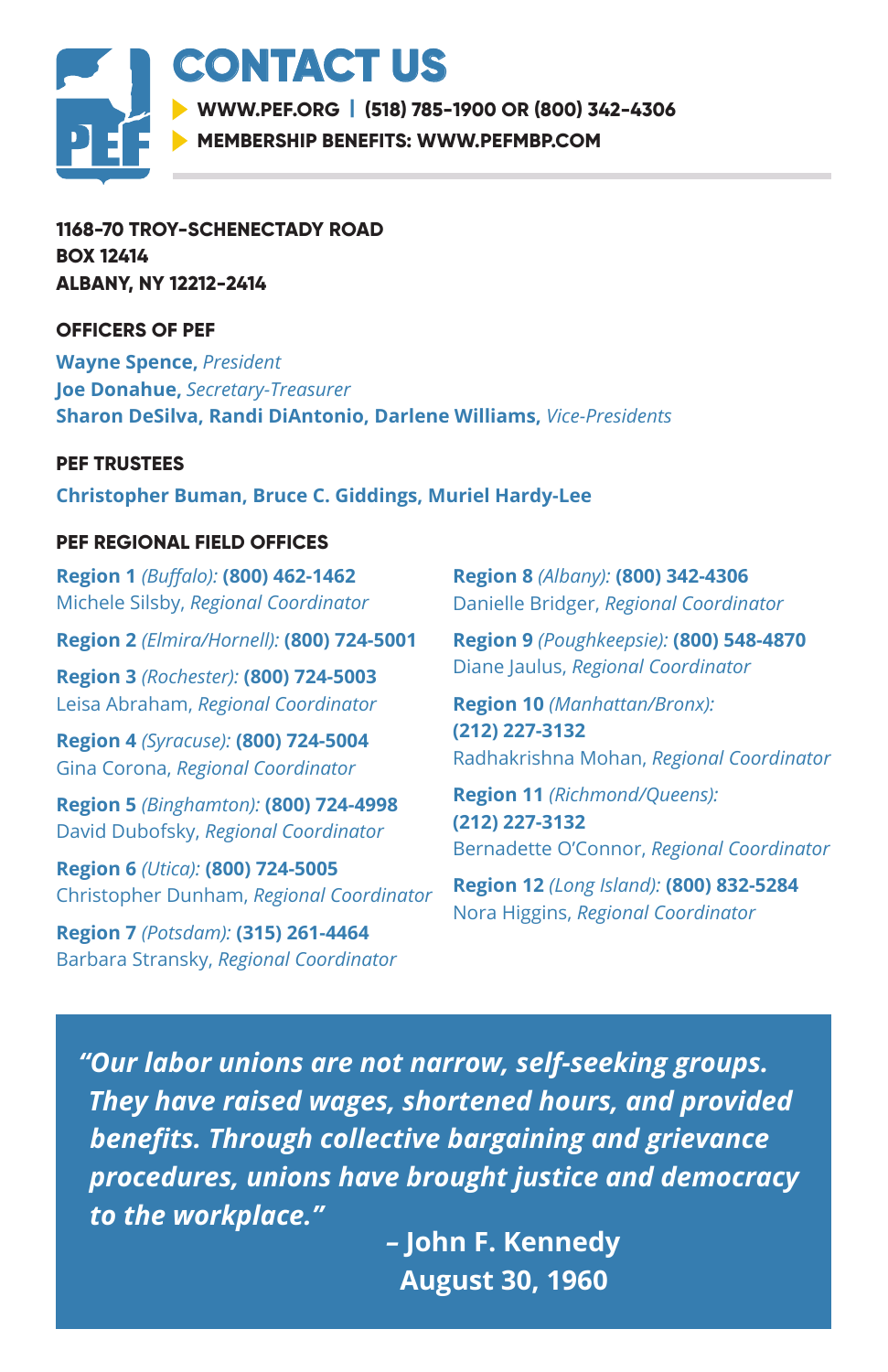# CONTACT US

- **WWW.PEF.ORG | (518) 785-1900 OR (800) 342-4306**
- **MEMBERSHIP BENEFITS: WWW.PEFMBP.COM**

**1168-70 TROY-SCHENECTADY ROAD**
**BOX 12414**
**ALBANY, NY 12212-2414**

### OFFICERS OF PEF

**Wayne Spence,** *President*
**Joe Donahue,** *Secretary-Treasurer*
**Sharon DeSilva, Randi DiAntonio, Darlene Williams,** *Vice-Presidents*

### PEF TRUSTEES

**Christopher Buman, Bruce C. Giddings, Muriel Hardy-Lee**

### PEF REGIONAL FIELD OFFICES

**Region 1** *(Buffalo):* **(800) 462-1462**
Michele Silsby, *Regional Coordinator*

**Region 2** *(Elmira/Hornell):* **(800) 724-5001**

**Region 3** *(Rochester):* **(800) 724-5003**
Leisa Abraham, *Regional Coordinator*

**Region 4** *(Syracuse):* **(800) 724-5004**
Gina Corona, *Regional Coordinator*

**Region 5** *(Binghamton):* **(800) 724-4998**
David Dubofsky, *Regional Coordinator*

**Region 6** *(Utica):* **(800) 724-5005**
Christopher Dunham, *Regional Coordinator*

**Region 7** *(Potsdam):* **(315) 261-4464**
Barbara Stransky, *Regional Coordinator*

**Region 8** *(Albany):* **(800) 342-4306**
Danielle Bridger, *Regional Coordinator*

**Region 9** *(Poughkeepsie):* **(800) 548-4870**
Diane Jaulus, *Regional Coordinator*

**Region 10** *(Manhattan/Bronx):*
**(212) 227-3132**
Radhakrishna Mohan, *Regional Coordinator*

**Region 11** *(Richmond/Queens):*
**(212) 227-3132**
Bernadette O'Connor, *Regional Coordinator*

**Region 12** *(Long Island):* **(800) 832-5284**
Nora Higgins, *Regional Coordinator*

> ***"Our labor unions are not narrow, self-seeking groups. They have raised wages, shortened hours, and provided benefits. Through collective bargaining and grievance procedures, unions have brought justice and democracy to the workplace."***
>
> **– John F. Kennedy**
> **August 30, 1960**